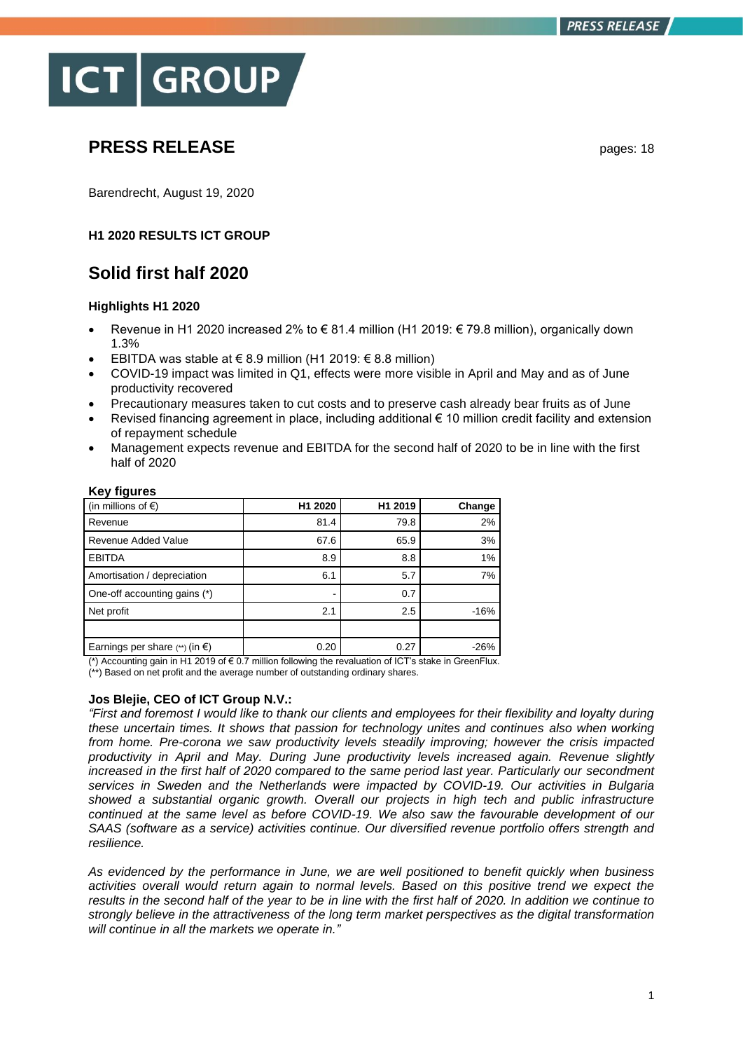# PRESS RELEASE

pages: 18

Barendrecht, August 19, 2020

**H1 2020 RESULTS ICT GROUP**

## Solid first half 2020

### Highlights H1 2020

- Revenue in H1 2020 increased 2% to € 81.4 million (H1 2019: € 79.8 million), organically down 1.3%
- EBITDA was stable at € 8.9 million (H1 2019: € 8.8 million)
- COVID-19 impact was limited in Q1, effects were more visible in April and May and as of June productivity recovered
- Precautionary measures taken to cut costs and to preserve cash already bear fruits as of June
- Revised financing agreement in place, including additional € 10 million credit facility and extension of repayment schedule
- Management expects revenue and EBITDA for the second half of 2020 to be in line with the first half of 2020

**Key figures**

| (in millions of €) | H1 2020 | H1 2019 | Change |
|---|---|---|---|
| Revenue | 81.4 | 79.8 | 2% |
| Revenue Added Value | 67.6 | 65.9 | 3% |
| EBITDA | 8.9 | 8.8 | 1% |
| Amortisation / depreciation | 6.1 | 5.7 | 7% |
| One-off accounting gains (*) | - | 0.7 | |
| Net profit | 2.1 | 2.5 | -16% |
| | | | |
| Earnings per share (**) (in €) | 0.20 | 0.27 | -26% |

(*) Accounting gain in H1 2019 of € 0.7 million following the revaluation of ICT's stake in GreenFlux.
(**) Based on net profit and the average number of outstanding ordinary shares.

**Jos Blejie, CEO of ICT Group N.V.:**

*"First and foremost I would like to thank our clients and employees for their flexibility and loyalty during these uncertain times. It shows that passion for technology unites and continues also when working from home. Pre-corona we saw productivity levels steadily improving; however the crisis impacted productivity in April and May. During June productivity levels increased again. Revenue slightly increased in the first half of 2020 compared to the same period last year. Particularly our secondment services in Sweden and the Netherlands were impacted by COVID-19. Our activities in Bulgaria showed a substantial organic growth. Overall our projects in high tech and public infrastructure continued at the same level as before COVID-19. We also saw the favourable development of our SAAS (software as a service) activities continue. Our diversified revenue portfolio offers strength and resilience.*

*As evidenced by the performance in June, we are well positioned to benefit quickly when business activities overall would return again to normal levels. Based on this positive trend we expect the results in the second half of the year to be in line with the first half of 2020. In addition we continue to strongly believe in the attractiveness of the long term market perspectives as the digital transformation will continue in all the markets we operate in."*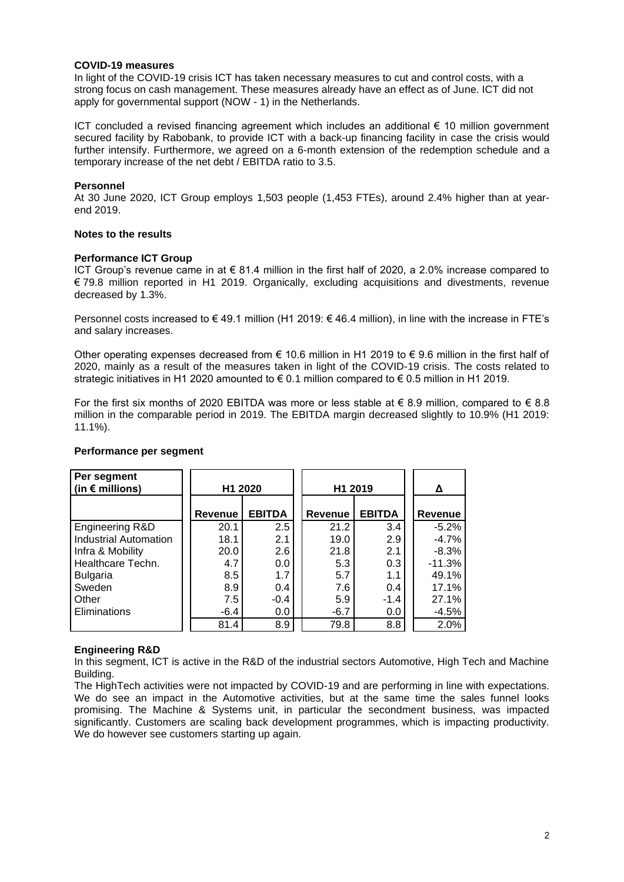**COVID-19 measures**

In light of the COVID-19 crisis ICT has taken necessary measures to cut and control costs, with a strong focus on cash management. These measures already have an effect as of June. ICT did not apply for governmental support (NOW - 1) in the Netherlands.

ICT concluded a revised financing agreement which includes an additional € 10 million government secured facility by Rabobank, to provide ICT with a back-up financing facility in case the crisis would further intensify. Furthermore, we agreed on a 6-month extension of the redemption schedule and a temporary increase of the net debt / EBITDA ratio to 3.5.

**Personnel**

At 30 June 2020, ICT Group employs 1,503 people (1,453 FTEs), around 2.4% higher than at year-end 2019.

**Notes to the results**

**Performance ICT Group**

ICT Group's revenue came in at € 81.4 million in the first half of 2020, a 2.0% increase compared to € 79.8 million reported in H1 2019. Organically, excluding acquisitions and divestments, revenue decreased by 1.3%.

Personnel costs increased to € 49.1 million (H1 2019: € 46.4 million), in line with the increase in FTE's and salary increases.

Other operating expenses decreased from € 10.6 million in H1 2019 to € 9.6 million in the first half of 2020, mainly as a result of the measures taken in light of the COVID-19 crisis. The costs related to strategic initiatives in H1 2020 amounted to € 0.1 million compared to € 0.5 million in H1 2019.

For the first six months of 2020 EBITDA was more or less stable at € 8.9 million, compared to € 8.8 million in the comparable period in 2019. The EBITDA margin decreased slightly to 10.9% (H1 2019: 11.1%).

**Performance per segment**

| Per segment (in € millions) | H1 2020 | | H1 2019 | | Δ |
|---|---|---|---|---|---|
| | Revenue | EBITDA | Revenue | EBITDA | Revenue |
| Engineering R&D | 20.1 | 2.5 | 21.2 | 3.4 | -5.2% |
| Industrial Automation | 18.1 | 2.1 | 19.0 | 2.9 | -4.7% |
| Infra & Mobility | 20.0 | 2.6 | 21.8 | 2.1 | -8.3% |
| Healthcare Techn. | 4.7 | 0.0 | 5.3 | 0.3 | -11.3% |
| Bulgaria | 8.5 | 1.7 | 5.7 | 1.1 | 49.1% |
| Sweden | 8.9 | 0.4 | 7.6 | 0.4 | 17.1% |
| Other | 7.5 | -0.4 | 5.9 | -1.4 | 27.1% |
| Eliminations | -6.4 | 0.0 | -6.7 | 0.0 | -4.5% |
| | 81.4 | 8.9 | 79.8 | 8.8 | 2.0% |

**Engineering R&D**

In this segment, ICT is active in the R&D of the industrial sectors Automotive, High Tech and Machine Building.

The HighTech activities were not impacted by COVID-19 and are performing in line with expectations. We do see an impact in the Automotive activities, but at the same time the sales funnel looks promising. The Machine & Systems unit, in particular the secondment business, was impacted significantly. Customers are scaling back development programmes, which is impacting productivity. We do however see customers starting up again.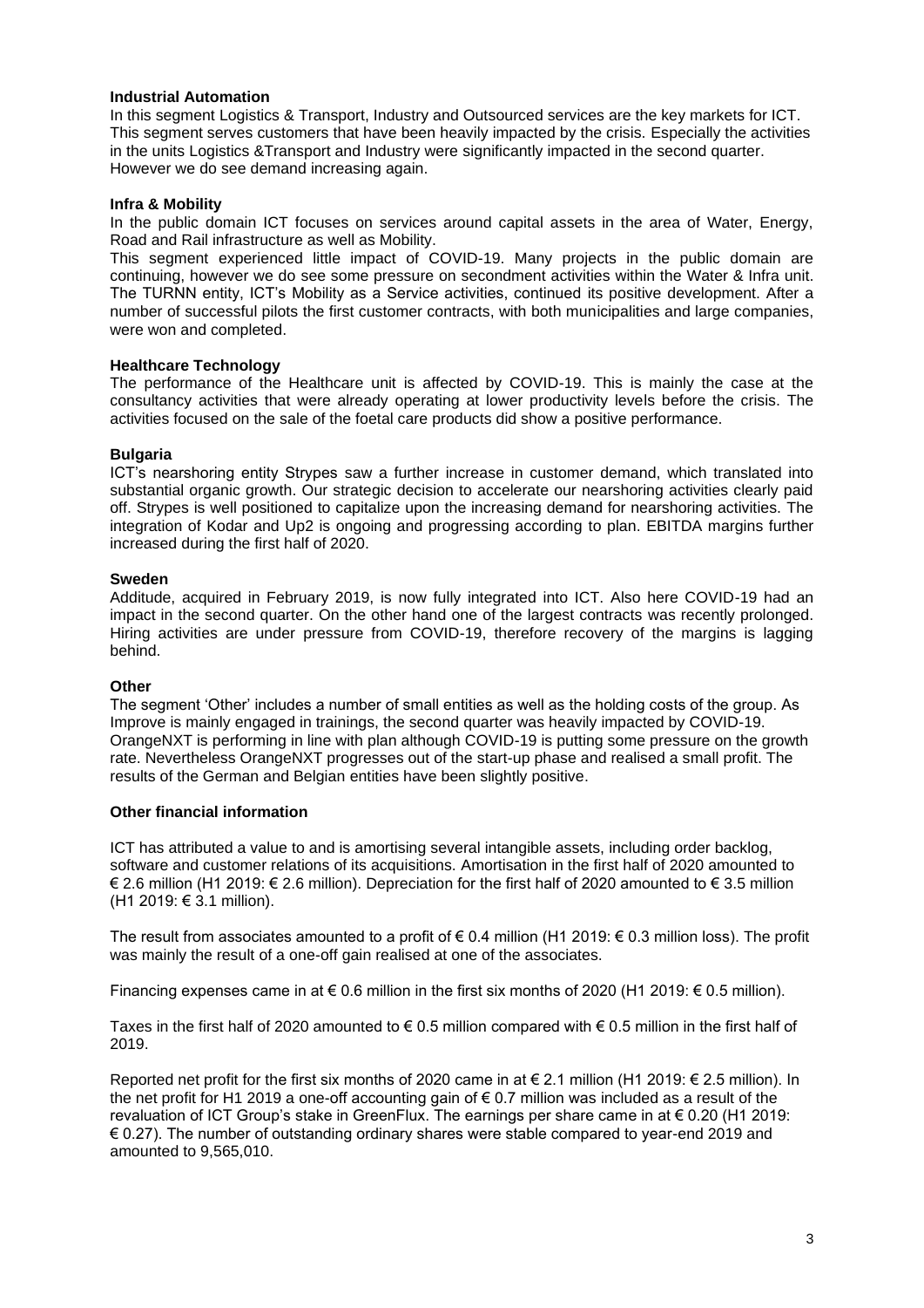**Industrial Automation**

In this segment Logistics & Transport, Industry and Outsourced services are the key markets for ICT. This segment serves customers that have been heavily impacted by the crisis. Especially the activities in the units Logistics &Transport and Industry were significantly impacted in the second quarter. However we do see demand increasing again.

**Infra & Mobility**

In the public domain ICT focuses on services around capital assets in the area of Water, Energy, Road and Rail infrastructure as well as Mobility.

This segment experienced little impact of COVID-19. Many projects in the public domain are continuing, however we do see some pressure on secondment activities within the Water & Infra unit. The TURNN entity, ICT's Mobility as a Service activities, continued its positive development. After a number of successful pilots the first customer contracts, with both municipalities and large companies, were won and completed.

**Healthcare Technology**

The performance of the Healthcare unit is affected by COVID-19. This is mainly the case at the consultancy activities that were already operating at lower productivity levels before the crisis. The activities focused on the sale of the foetal care products did show a positive performance.

**Bulgaria**

ICT's nearshoring entity Strypes saw a further increase in customer demand, which translated into substantial organic growth. Our strategic decision to accelerate our nearshoring activities clearly paid off. Strypes is well positioned to capitalize upon the increasing demand for nearshoring activities. The integration of Kodar and Up2 is ongoing and progressing according to plan. EBITDA margins further increased during the first half of 2020.

**Sweden**

Additude, acquired in February 2019, is now fully integrated into ICT. Also here COVID-19 had an impact in the second quarter. On the other hand one of the largest contracts was recently prolonged. Hiring activities are under pressure from COVID-19, therefore recovery of the margins is lagging behind.

**Other**

The segment 'Other' includes a number of small entities as well as the holding costs of the group. As Improve is mainly engaged in trainings, the second quarter was heavily impacted by COVID-19. OrangeNXT is performing in line with plan although COVID-19 is putting some pressure on the growth rate. Nevertheless OrangeNXT progresses out of the start-up phase and realised a small profit. The results of the German and Belgian entities have been slightly positive.

**Other financial information**

ICT has attributed a value to and is amortising several intangible assets, including order backlog, software and customer relations of its acquisitions. Amortisation in the first half of 2020 amounted to € 2.6 million (H1 2019: € 2.6 million). Depreciation for the first half of 2020 amounted to € 3.5 million (H1 2019: € 3.1 million).

The result from associates amounted to a profit of € 0.4 million (H1 2019: € 0.3 million loss). The profit was mainly the result of a one-off gain realised at one of the associates.

Financing expenses came in at € 0.6 million in the first six months of 2020 (H1 2019: € 0.5 million).

Taxes in the first half of 2020 amounted to € 0.5 million compared with € 0.5 million in the first half of 2019.

Reported net profit for the first six months of 2020 came in at € 2.1 million (H1 2019: € 2.5 million). In the net profit for H1 2019 a one-off accounting gain of € 0.7 million was included as a result of the revaluation of ICT Group's stake in GreenFlux. The earnings per share came in at € 0.20 (H1 2019: € 0.27). The number of outstanding ordinary shares were stable compared to year-end 2019 and amounted to 9,565,010.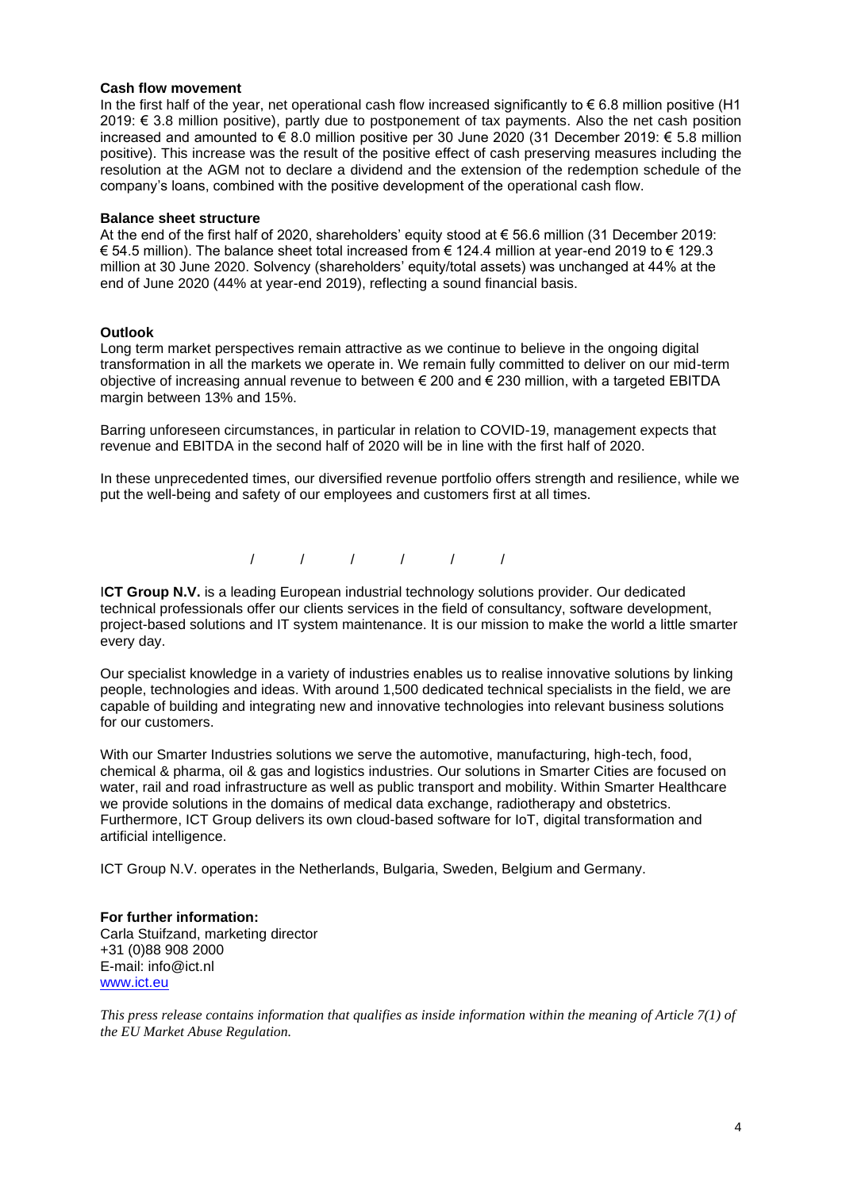**Cash flow movement**

In the first half of the year, net operational cash flow increased significantly to € 6.8 million positive (H1 2019: € 3.8 million positive), partly due to postponement of tax payments. Also the net cash position increased and amounted to € 8.0 million positive per 30 June 2020 (31 December 2019: € 5.8 million positive). This increase was the result of the positive effect of cash preserving measures including the resolution at the AGM not to declare a dividend and the extension of the redemption schedule of the company's loans, combined with the positive development of the operational cash flow.

**Balance sheet structure**

At the end of the first half of 2020, shareholders' equity stood at € 56.6 million (31 December 2019: € 54.5 million). The balance sheet total increased from € 124.4 million at year-end 2019 to € 129.3 million at 30 June 2020. Solvency (shareholders' equity/total assets) was unchanged at 44% at the end of June 2020 (44% at year-end 2019), reflecting a sound financial basis.

**Outlook**

Long term market perspectives remain attractive as we continue to believe in the ongoing digital transformation in all the markets we operate in. We remain fully committed to deliver on our mid-term objective of increasing annual revenue to between € 200 and € 230 million, with a targeted EBITDA margin between 13% and 15%.

Barring unforeseen circumstances, in particular in relation to COVID-19, management expects that revenue and EBITDA in the second half of 2020 will be in line with the first half of 2020.

In these unprecedented times, our diversified revenue portfolio offers strength and resilience, while we put the well-being and safety of our employees and customers first at all times.

/ / / / / /

**ICT Group N.V.** is a leading European industrial technology solutions provider. Our dedicated technical professionals offer our clients services in the field of consultancy, software development, project-based solutions and IT system maintenance. It is our mission to make the world a little smarter every day.

Our specialist knowledge in a variety of industries enables us to realise innovative solutions by linking people, technologies and ideas. With around 1,500 dedicated technical specialists in the field, we are capable of building and integrating new and innovative technologies into relevant business solutions for our customers.

With our Smarter Industries solutions we serve the automotive, manufacturing, high-tech, food, chemical & pharma, oil & gas and logistics industries. Our solutions in Smarter Cities are focused on water, rail and road infrastructure as well as public transport and mobility. Within Smarter Healthcare we provide solutions in the domains of medical data exchange, radiotherapy and obstetrics. Furthermore, ICT Group delivers its own cloud-based software for IoT, digital transformation and artificial intelligence.

ICT Group N.V. operates in the Netherlands, Bulgaria, Sweden, Belgium and Germany.

**For further information:**
Carla Stuifzand, marketing director
+31 (0)88 908 2000
E-mail: info@ict.nl
[www.ict.eu](http://www.ict.eu)

*This press release contains information that qualifies as inside information within the meaning of Article 7(1) of the EU Market Abuse Regulation.*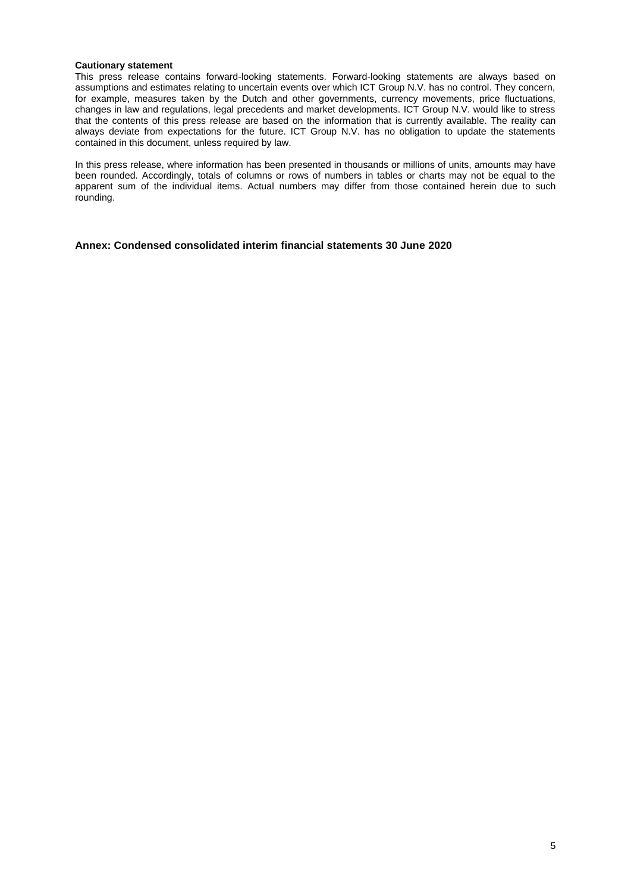**Cautionary statement**

This press release contains forward-looking statements. Forward-looking statements are always based on assumptions and estimates relating to uncertain events over which ICT Group N.V. has no control. They concern, for example, measures taken by the Dutch and other governments, currency movements, price fluctuations, changes in law and regulations, legal precedents and market developments. ICT Group N.V. would like to stress that the contents of this press release are based on the information that is currently available. The reality can always deviate from expectations for the future. ICT Group N.V. has no obligation to update the statements contained in this document, unless required by law.

In this press release, where information has been presented in thousands or millions of units, amounts may have been rounded. Accordingly, totals of columns or rows of numbers in tables or charts may not be equal to the apparent sum of the individual items. Actual numbers may differ from those contained herein due to such rounding.

## Annex: Condensed consolidated interim financial statements 30 June 2020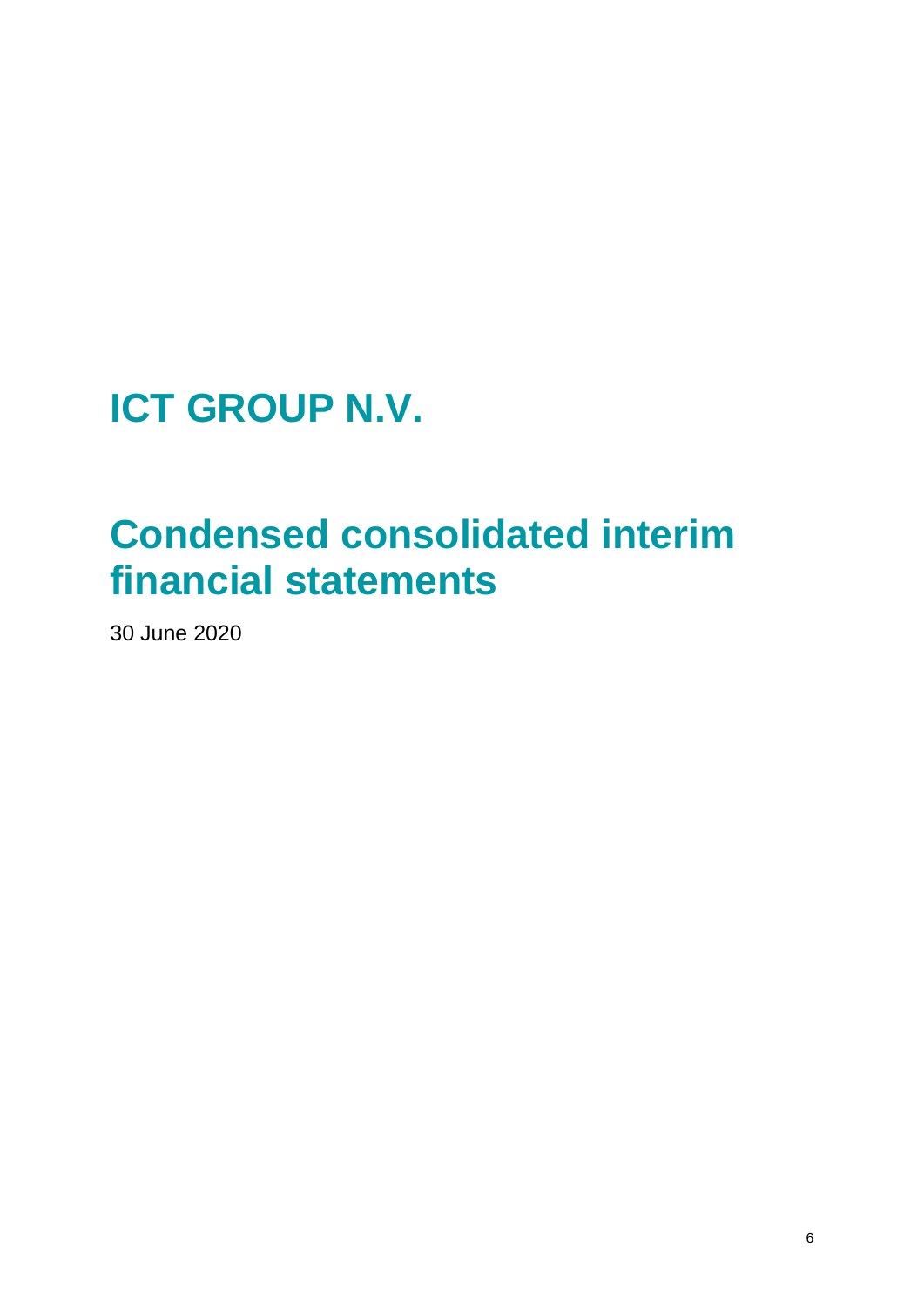# ICT GROUP N.V.

# Condensed consolidated interim financial statements

30 June 2020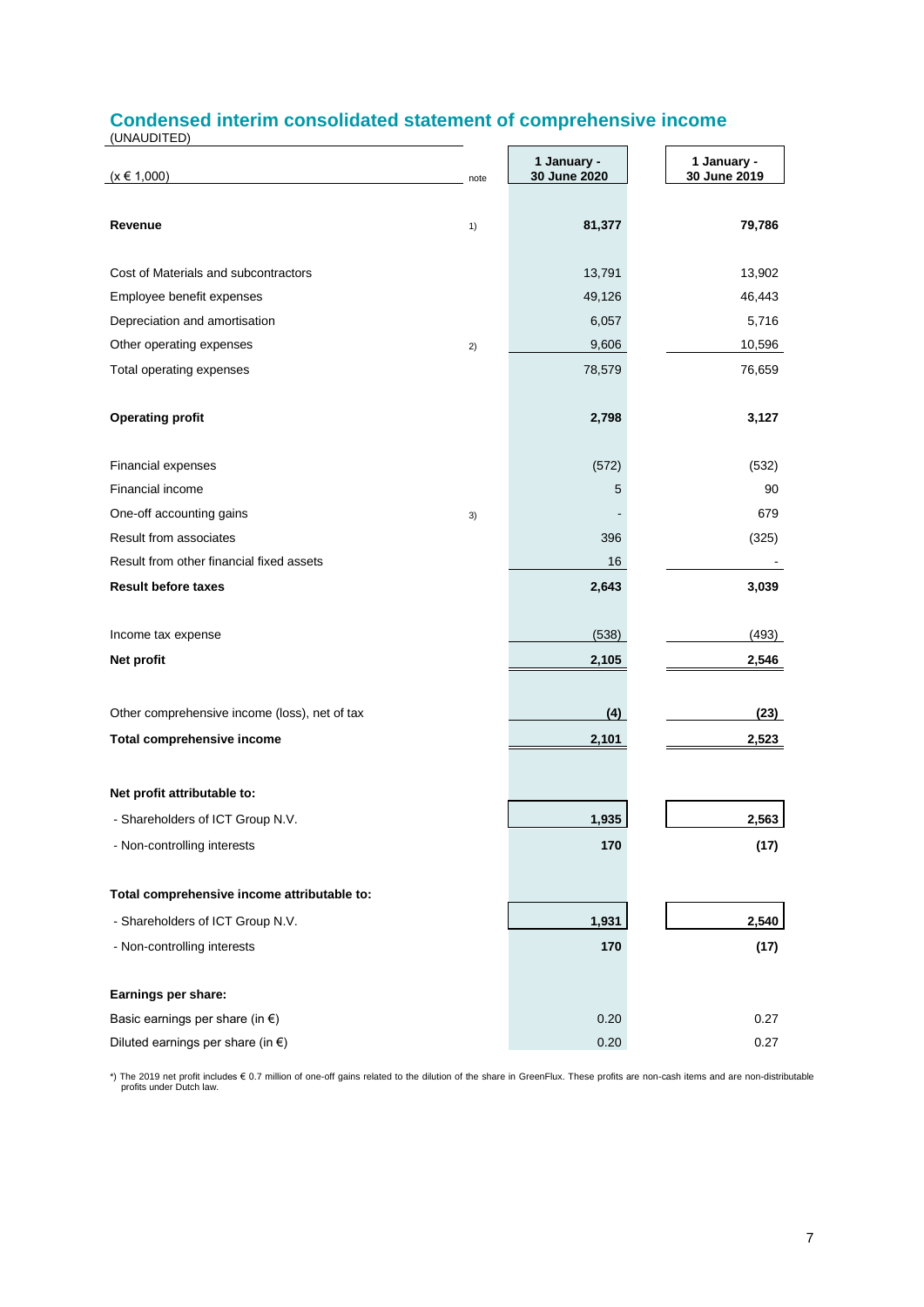## Condensed interim consolidated statement of comprehensive income

(UNAUDITED)

| (x € 1,000) | note | 1 January - 30 June 2020 | 1 January - 30 June 2019 |
|---|---|---|---|
| **Revenue** | 1) | **81,377** | **79,786** |
| Cost of Materials and subcontractors | | 13,791 | 13,902 |
| Employee benefit expenses | | 49,126 | 46,443 |
| Depreciation and amortisation | | 6,057 | 5,716 |
| Other operating expenses | 2) | 9,606 | 10,596 |
| Total operating expenses | | 78,579 | 76,659 |
| **Operating profit** | | **2,798** | **3,127** |
| Financial expenses | | (572) | (532) |
| Financial income | | 5 | 90 |
| One-off accounting gains | 3) | - | 679 |
| Result from associates | | 396 | (325) |
| Result from other financial fixed assets | | 16 | - |
| **Result before taxes** | | **2,643** | **3,039** |
| Income tax expense | | (538) | (493) |
| **Net profit** | | **2,105** | **2,546** |
| Other comprehensive income (loss), net of tax | | **(4)** | **(23)** |
| **Total comprehensive income** | | **2,101** | **2,523** |
| **Net profit attributable to:** | | | |
| - Shareholders of ICT Group N.V. | | **1,935** | **2,563** |
| - Non-controlling interests | | **170** | **(17)** |
| **Total comprehensive income attributable to:** | | | |
| - Shareholders of ICT Group N.V. | | **1,931** | **2,540** |
| - Non-controlling interests | | **170** | **(17)** |
| **Earnings per share:** | | | |
| Basic earnings per share (in €) | | 0.20 | 0.27 |
| Diluted earnings per share (in €) | | 0.20 | 0.27 |

*) The 2019 net profit includes € 0.7 million of one-off gains related to the dilution of the share in GreenFlux. These profits are non-cash items and are non-distributable profits under Dutch law.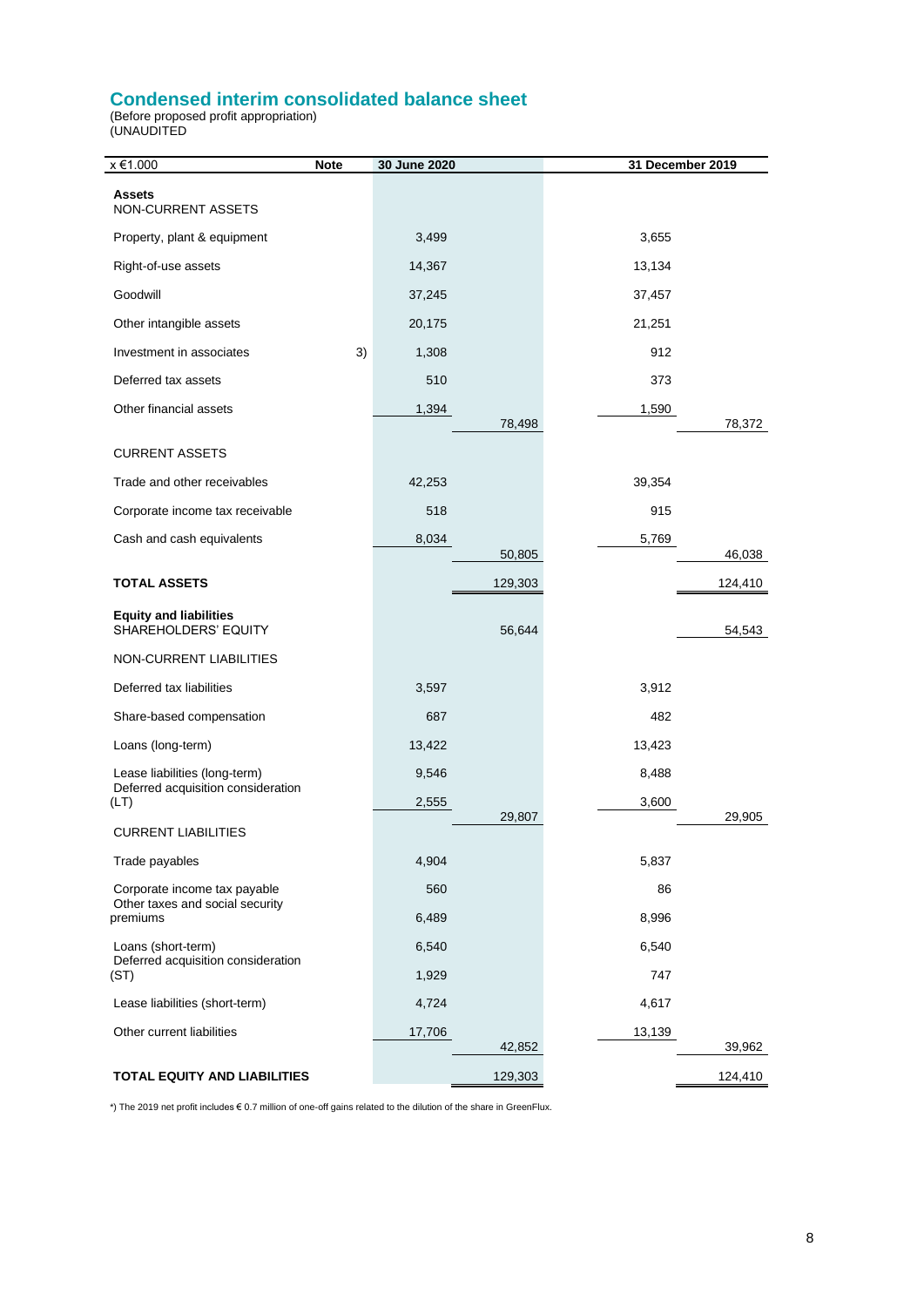# Condensed interim consolidated balance sheet

(Before proposed profit appropriation)
(UNAUDITED

| x €1.000 | Note | 30 June 2020 | | 31 December 2019 | |
|---|---|---|---|---|---|
| **Assets** | | | | | |
| NON-CURRENT ASSETS | | | | | |
| Property, plant & equipment | | 3,499 | | 3,655 | |
| Right-of-use assets | | 14,367 | | 13,134 | |
| Goodwill | | 37,245 | | 37,457 | |
| Other intangible assets | | 20,175 | | 21,251 | |
| Investment in associates | 3) | 1,308 | | 912 | |
| Deferred tax assets | | 510 | | 373 | |
| Other financial assets | | 1,394 | | 1,590 | |
| | | | 78,498 | | 78,372 |
| CURRENT ASSETS | | | | | |
| Trade and other receivables | | 42,253 | | 39,354 | |
| Corporate income tax receivable | | 518 | | 915 | |
| Cash and cash equivalents | | 8,034 | | 5,769 | |
| | | | 50,805 | | 46,038 |
| **TOTAL ASSETS** | | | 129,303 | | 124,410 |
| **Equity and liabilities** | | | | | |
| SHAREHOLDERS' EQUITY | | | 56,644 | | 54,543 |
| NON-CURRENT LIABILITIES | | | | | |
| Deferred tax liabilities | | 3,597 | | 3,912 | |
| Share-based compensation | | 687 | | 482 | |
| Loans (long-term) | | 13,422 | | 13,423 | |
| Lease liabilities (long-term) | | 9,546 | | 8,488 | |
| Deferred acquisition consideration (LT) | | 2,555 | | 3,600 | |
| | | | 29,807 | | 29,905 |
| CURRENT LIABILITIES | | | | | |
| Trade payables | | 4,904 | | 5,837 | |
| Corporate income tax payable | | 560 | | 86 | |
| Other taxes and social security premiums | | 6,489 | | 8,996 | |
| Loans (short-term) | | 6,540 | | 6,540 | |
| Deferred acquisition consideration (ST) | | 1,929 | | 747 | |
| Lease liabilities (short-term) | | 4,724 | | 4,617 | |
| Other current liabilities | | 17,706 | | 13,139 | |
| | | | 42,852 | | 39,962 |
| **TOTAL EQUITY AND LIABILITIES** | | | 129,303 | | 124,410 |

*) The 2019 net profit includes € 0.7 million of one-off gains related to the dilution of the share in GreenFlux.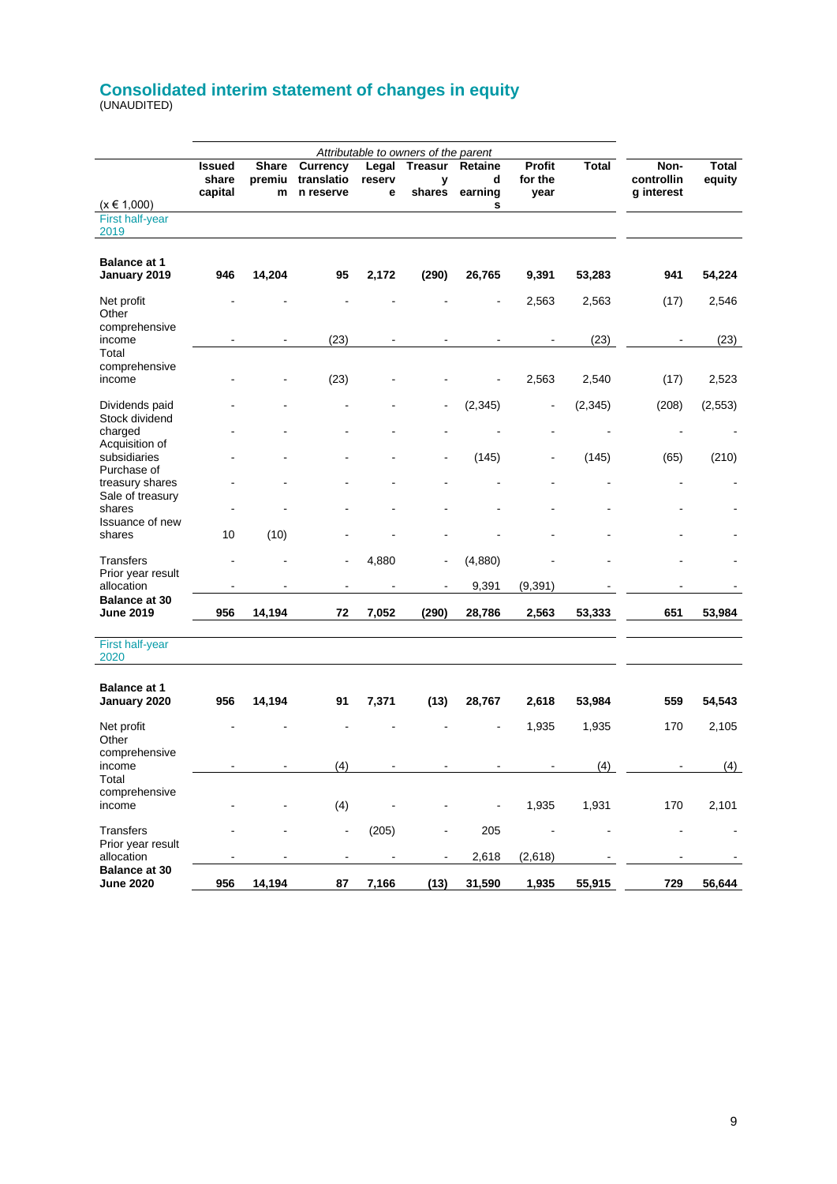## Consolidated interim statement of changes in equity

(UNAUDITED)

| (x € 1,000) | *Attributable to owners of the parent* | | | | | | | | | |
|---|---|---|---|---|---|---|---|---|---|---|
| | **Issued share capital** | **Share premium** | **Currency translation reserve** | **Legal reserve** | **Treasury shares** | **Retained earnings** | **Profit for the year** | **Total** | **Non-controlling interest** | **Total equity** |
| First half-year 2019 | | | | | | | | | | |
| **Balance at 1 January 2019** | **946** | **14,204** | **95** | **2,172** | **(290)** | **26,765** | **9,391** | **53,283** | **941** | **54,224** |
| Net profit | - | - | - | - | - | - | 2,563 | 2,563 | (17) | 2,546 |
| Other comprehensive income | - | - | (23) | - | - | - | - | (23) | - | (23) |
| Total comprehensive income | - | - | (23) | - | - | - | 2,563 | 2,540 | (17) | 2,523 |
| Dividends paid | - | - | - | - | - | (2,345) | - | (2,345) | (208) | (2,553) |
| Stock dividend charged | - | - | - | - | - | - | - | - | - | - |
| Acquisition of subsidiaries | - | - | - | - | - | (145) | - | (145) | (65) | (210) |
| Purchase of treasury shares | - | - | - | - | - | - | - | - | - | - |
| Sale of treasury shares | - | - | - | - | - | - | - | - | - | - |
| Issuance of new shares | 10 | (10) | - | - | - | - | - | - | - | - |
| Transfers | - | - | - | 4,880 | - | (4,880) | - | - | - | - |
| Prior year result allocation | - | - | - | - | - | 9,391 | (9,391) | - | - | - |
| **Balance at 30 June 2019** | **956** | **14,194** | **72** | **7,052** | **(290)** | **28,786** | **2,563** | **53,333** | **651** | **53,984** |
| First half-year 2020 | | | | | | | | | | |
| **Balance at 1 January 2020** | **956** | **14,194** | **91** | **7,371** | **(13)** | **28,767** | **2,618** | **53,984** | **559** | **54,543** |
| Net profit | - | - | - | - | - | - | 1,935 | 1,935 | 170 | 2,105 |
| Other comprehensive income | - | - | (4) | - | - | - | - | (4) | - | (4) |
| Total comprehensive income | - | - | (4) | - | - | - | 1,935 | 1,931 | 170 | 2,101 |
| Transfers | - | - | - | (205) | - | 205 | - | - | - | - |
| Prior year result allocation | - | - | - | - | - | 2,618 | (2,618) | - | - | - |
| **Balance at 30 June 2020** | **956** | **14,194** | **87** | **7,166** | **(13)** | **31,590** | **1,935** | **55,915** | **729** | **56,644** |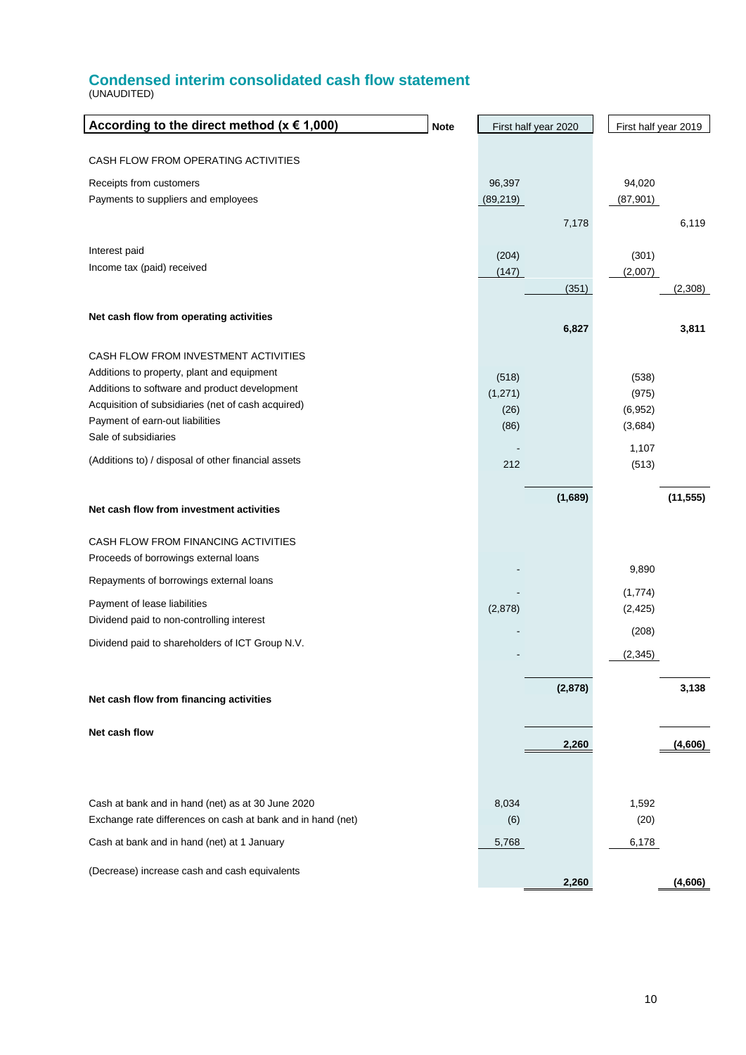## Condensed interim consolidated cash flow statement

(UNAUDITED)

| According to the direct method (x € 1,000) | Note | First half year 2020 | | First half year 2019 | |
|---|---|---|---|---|---|
| CASH FLOW FROM OPERATING ACTIVITIES | | | | | |
| Receipts from customers | | 96,397 | | 94,020 | |
| Payments to suppliers and employees | | (89,219) | | (87,901) | |
| | | | 7,178 | | 6,119 |
| Interest paid | | (204) | | (301) | |
| Income tax (paid) received | | (147) | | (2,007) | |
| | | | (351) | | (2,308) |
| **Net cash flow from operating activities** | | | **6,827** | | **3,811** |
| CASH FLOW FROM INVESTMENT ACTIVITIES | | | | | |
| Additions to property, plant and equipment | | (518) | | (538) | |
| Additions to software and product development | | (1,271) | | (975) | |
| Acquisition of subsidiaries (net of cash acquired) | | (26) | | (6,952) | |
| Payment of earn-out liabilities | | (86) | | (3,684) | |
| Sale of subsidiaries | | - | | 1,107 | |
| (Additions to) / disposal of other financial assets | | 212 | | (513) | |
| **Net cash flow from investment activities** | | | **(1,689)** | | **(11,555)** |
| CASH FLOW FROM FINANCING ACTIVITIES | | | | | |
| Proceeds of borrowings external loans | | - | | 9,890 | |
| Repayments of borrowings external loans | | - | | (1,774) | |
| Payment of lease liabilities | | (2,878) | | (2,425) | |
| Dividend paid to non-controlling interest | | - | | (208) | |
| Dividend paid to shareholders of ICT Group N.V. | | - | | (2,345) | |
| **Net cash flow from financing activities** | | | **(2,878)** | | **3,138** |
| **Net cash flow** | | | **2,260** | | **(4,606)** |
| Cash at bank and in hand (net) as at 30 June 2020 | | 8,034 | | 1,592 | |
| Exchange rate differences on cash at bank and in hand (net) | | (6) | | (20) | |
| Cash at bank and in hand (net) at 1 January | | 5,768 | | 6,178 | |
| (Decrease) increase cash and cash equivalents | | | **2,260** | | **(4,606)** |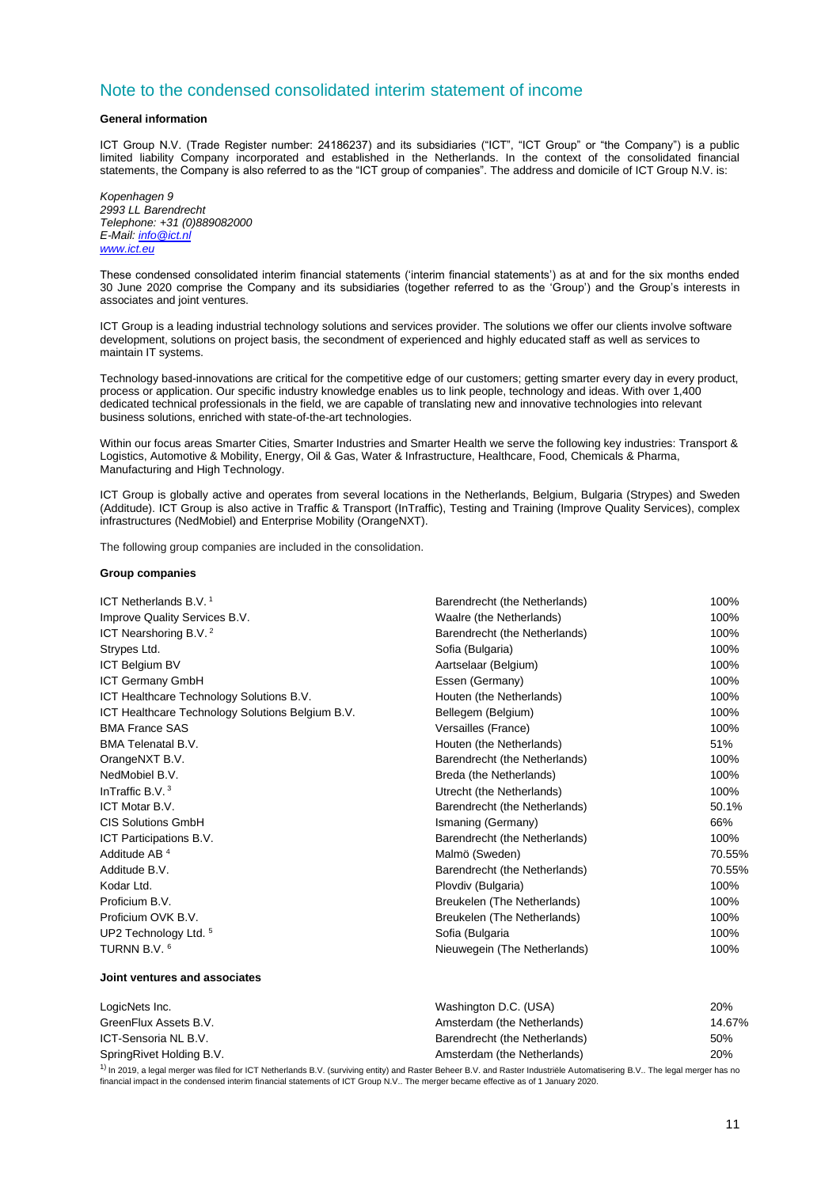# Note to the condensed consolidated interim statement of income

**General information**

ICT Group N.V. (Trade Register number: 24186237) and its subsidiaries ("ICT", "ICT Group" or "the Company") is a public limited liability Company incorporated and established in the Netherlands. In the context of the consolidated financial statements, the Company is also referred to as the "ICT group of companies". The address and domicile of ICT Group N.V. is:

*Kopenhagen 9*
*2993 LL Barendrecht*
*Telephone: +31 (0)889082000*
*E-Mail: info@ict.nl*
*www.ict.eu*

These condensed consolidated interim financial statements ('interim financial statements') as at and for the six months ended 30 June 2020 comprise the Company and its subsidiaries (together referred to as the 'Group') and the Group's interests in associates and joint ventures.

ICT Group is a leading industrial technology solutions and services provider. The solutions we offer our clients involve software development, solutions on project basis, the secondment of experienced and highly educated staff as well as services to maintain IT systems.

Technology based-innovations are critical for the competitive edge of our customers; getting smarter every day in every product, process or application. Our specific industry knowledge enables us to link people, technology and ideas. With over 1,400 dedicated technical professionals in the field, we are capable of translating new and innovative technologies into relevant business solutions, enriched with state-of-the-art technologies.

Within our focus areas Smarter Cities, Smarter Industries and Smarter Health we serve the following key industries: Transport & Logistics, Automotive & Mobility, Energy, Oil & Gas, Water & Infrastructure, Healthcare, Food, Chemicals & Pharma, Manufacturing and High Technology.

ICT Group is globally active and operates from several locations in the Netherlands, Belgium, Bulgaria (Strypes) and Sweden (Additude). ICT Group is also active in Traffic & Transport (InTraffic), Testing and Training (Improve Quality Services), complex infrastructures (NedMobiel) and Enterprise Mobility (OrangeNXT).

The following group companies are included in the consolidation.

**Group companies**

| | | |
|---|---|---|
| ICT Netherlands B.V. [1] | Barendrecht (the Netherlands) | 100% |
| Improve Quality Services B.V. | Waalre (the Netherlands) | 100% |
| ICT Nearshoring B.V. [2] | Barendrecht (the Netherlands) | 100% |
| Strypes Ltd. | Sofia (Bulgaria) | 100% |
| ICT Belgium BV | Aartselaar (Belgium) | 100% |
| ICT Germany GmbH | Essen (Germany) | 100% |
| ICT Healthcare Technology Solutions B.V. | Houten (the Netherlands) | 100% |
| ICT Healthcare Technology Solutions Belgium B.V. | Bellegem (Belgium) | 100% |
| BMA France SAS | Versailles (France) | 100% |
| BMA Telenatal B.V. | Houten (the Netherlands) | 51% |
| OrangeNXT B.V. | Barendrecht (the Netherlands) | 100% |
| NedMobiel B.V. | Breda (the Netherlands) | 100% |
| InTraffic B.V. [3] | Utrecht (the Netherlands) | 100% |
| ICT Motar B.V. | Barendrecht (the Netherlands) | 50.1% |
| CIS Solutions GmbH | Ismaning (Germany) | 66% |
| ICT Participations B.V. | Barendrecht (the Netherlands) | 100% |
| Additude AB [4] | Malmö (Sweden) | 70.55% |
| Additude B.V. | Barendrecht (the Netherlands) | 70.55% |
| Kodar Ltd. | Plovdiv (Bulgaria) | 100% |
| Proficium B.V. | Breukelen (The Netherlands) | 100% |
| Proficium OVK B.V. | Breukelen (The Netherlands) | 100% |
| UP2 Technology Ltd. [5] | Sofia (Bulgaria | 100% |
| TURNN B.V. [6] | Nieuwegein (The Netherlands) | 100% |

**Joint ventures and associates**

| | | |
|---|---|---|
| LogicNets Inc. | Washington D.C. (USA) | 20% |
| GreenFlux Assets B.V. | Amsterdam (the Netherlands) | 14.67% |
| ICT-Sensoria NL B.V. | Barendrecht (the Netherlands) | 50% |
| SpringRivet Holding B.V. | Amsterdam (the Netherlands) | 20% |

[1)] In 2019, a legal merger was filed for ICT Netherlands B.V. (surviving entity) and Raster Beheer B.V. and Raster Industriële Automatisering B.V.. The legal merger has no financial impact in the condensed interim financial statements of ICT Group N.V.. The merger became effective as of 1 January 2020.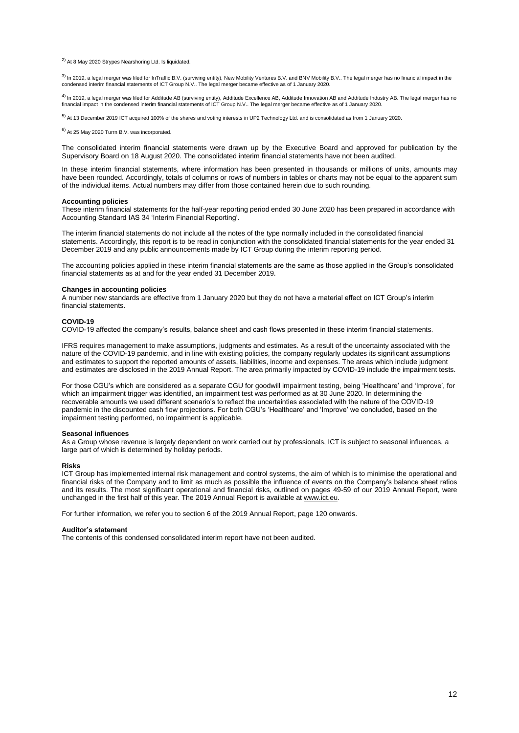[2] At 8 May 2020 Strypes Nearshoring Ltd. Is liquidated.

[3] In 2019, a legal merger was filed for InTraffic B.V. (surviving entity), New Mobility Ventures B.V. and BNV Mobility B.V.. The legal merger has no financial impact in the condensed interim financial statements of ICT Group N.V.. The legal merger became effective as of 1 January 2020.

[4] In 2019, a legal merger was filed for Additude AB (surviving entity), Additude Excellence AB, Additude Innovation AB and Additude Industry AB. The legal merger has no financial impact in the condensed interim financial statements of ICT Group N.V.. The legal merger became effective as of 1 January 2020.

[5] At 13 December 2019 ICT acquired 100% of the shares and voting interests in UP2 Technology Ltd. and is consolidated as from 1 January 2020.

[6] At 25 May 2020 Turrn B.V. was incorporated.

The consolidated interim financial statements were drawn up by the Executive Board and approved for publication by the Supervisory Board on 18 August 2020. The consolidated interim financial statements have not been audited.

In these interim financial statements, where information has been presented in thousands or millions of units, amounts may have been rounded. Accordingly, totals of columns or rows of numbers in tables or charts may not be equal to the apparent sum of the individual items. Actual numbers may differ from those contained herein due to such rounding.

**Accounting policies**

These interim financial statements for the half-year reporting period ended 30 June 2020 has been prepared in accordance with Accounting Standard IAS 34 'Interim Financial Reporting'.

The interim financial statements do not include all the notes of the type normally included in the consolidated financial statements. Accordingly, this report is to be read in conjunction with the consolidated financial statements for the year ended 31 December 2019 and any public announcements made by ICT Group during the interim reporting period.

The accounting policies applied in these interim financial statements are the same as those applied in the Group's consolidated financial statements as at and for the year ended 31 December 2019.

**Changes in accounting policies**

A number new standards are effective from 1 January 2020 but they do not have a material effect on ICT Group's interim financial statements.

**COVID-19**

COVID-19 affected the company's results, balance sheet and cash flows presented in these interim financial statements.

IFRS requires management to make assumptions, judgments and estimates. As a result of the uncertainty associated with the nature of the COVID-19 pandemic, and in line with existing policies, the company regularly updates its significant assumptions and estimates to support the reported amounts of assets, liabilities, income and expenses. The areas which include judgment and estimates are disclosed in the 2019 Annual Report. The area primarily impacted by COVID-19 include the impairment tests.

For those CGU's which are considered as a separate CGU for goodwill impairment testing, being 'Healthcare' and 'Improve', for which an impairment trigger was identified, an impairment test was performed as at 30 June 2020. In determining the recoverable amounts we used different scenario's to reflect the uncertainties associated with the nature of the COVID-19 pandemic in the discounted cash flow projections. For both CGU's 'Healthcare' and 'Improve' we concluded, based on the impairment testing performed, no impairment is applicable.

**Seasonal influences**

As a Group whose revenue is largely dependent on work carried out by professionals, ICT is subject to seasonal influences, a large part of which is determined by holiday periods.

**Risks**

ICT Group has implemented internal risk management and control systems, the aim of which is to minimise the operational and financial risks of the Company and to limit as much as possible the influence of events on the Company's balance sheet ratios and its results. The most significant operational and financial risks, outlined on pages 49-59 of our 2019 Annual Report, were unchanged in the first half of this year. The 2019 Annual Report is available at www.ict.eu.

For further information, we refer you to section 6 of the 2019 Annual Report, page 120 onwards.

**Auditor's statement**

The contents of this condensed consolidated interim report have not been audited.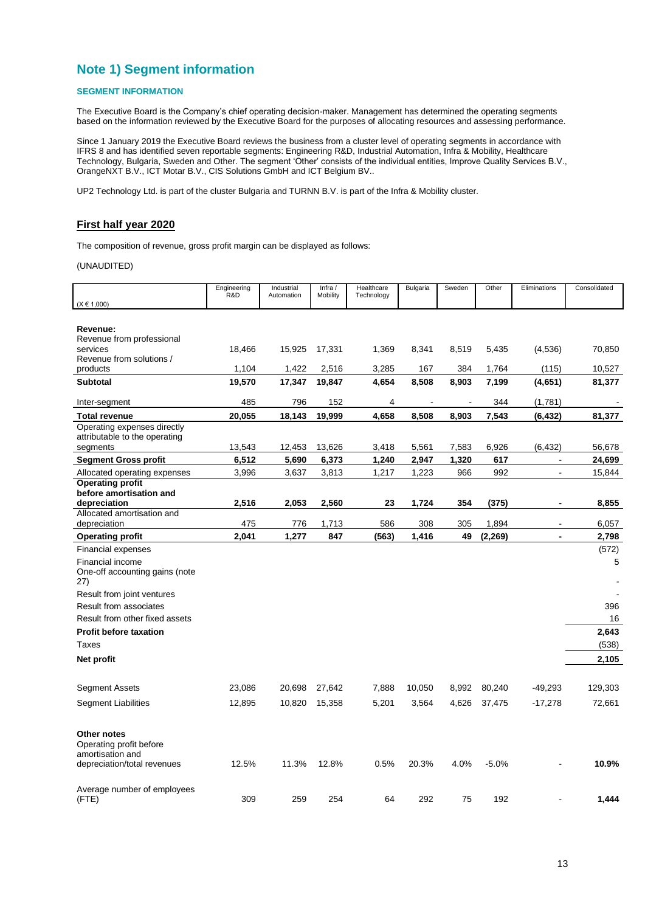# Note 1) Segment information

### SEGMENT INFORMATION

The Executive Board is the Company's chief operating decision-maker. Management has determined the operating segments based on the information reviewed by the Executive Board for the purposes of allocating resources and assessing performance.

Since 1 January 2019 the Executive Board reviews the business from a cluster level of operating segments in accordance with IFRS 8 and has identified seven reportable segments: Engineering R&D, Industrial Automation, Infra & Mobility, Healthcare Technology, Bulgaria, Sweden and Other. The segment 'Other' consists of the individual entities, Improve Quality Services B.V., OrangeNXT B.V., ICT Motar B.V., CIS Solutions GmbH and ICT Belgium BV..

UP2 Technology Ltd. is part of the cluster Bulgaria and TURNN B.V. is part of the Infra & Mobility cluster.

## First half year 2020

The composition of revenue, gross profit margin can be displayed as follows:

(UNAUDITED)

| (X € 1,000) | Engineering R&D | Industrial Automation | Infra / Mobility | Healthcare Technology | Bulgaria | Sweden | Other | Eliminations | Consolidated |
|---|---|---|---|---|---|---|---|---|---|
| **Revenue:** | | | | | | | | | |
| Revenue from professional services | 18,466 | 15,925 | 17,331 | 1,369 | 8,341 | 8,519 | 5,435 | (4,536) | 70,850 |
| Revenue from solutions / products | 1,104 | 1,422 | 2,516 | 3,285 | 167 | 384 | 1,764 | (115) | 10,527 |
| **Subtotal** | **19,570** | **17,347** | **19,847** | **4,654** | **8,508** | **8,903** | **7,199** | **(4,651)** | **81,377** |
| Inter-segment | 485 | 796 | 152 | 4 | - | - | 344 | (1,781) | - |
| **Total revenue** | **20,055** | **18,143** | **19,999** | **4,658** | **8,508** | **8,903** | **7,543** | **(6,432)** | **81,377** |
| Operating expenses directly attributable to the operating segments | 13,543 | 12,453 | 13,626 | 3,418 | 5,561 | 7,583 | 6,926 | (6,432) | 56,678 |
| **Segment Gross profit** | **6,512** | **5,690** | **6,373** | **1,240** | **2,947** | **1,320** | **617** | - | **24,699** |
| Allocated operating expenses | 3,996 | 3,637 | 3,813 | 1,217 | 1,223 | 966 | 992 | - | 15,844 |
| **Operating profit before amortisation and depreciation** | **2,516** | **2,053** | **2,560** | **23** | **1,724** | **354** | **(375)** | **-** | **8,855** |
| Allocated amortisation and depreciation | 475 | 776 | 1,713 | 586 | 308 | 305 | 1,894 | - | 6,057 |
| **Operating profit** | **2,041** | **1,277** | **847** | **(563)** | **1,416** | **49** | **(2,269)** | **-** | **2,798** |
| Financial expenses | | | | | | | | | (572) |
| Financial income | | | | | | | | | 5 |
| One-off accounting gains (note 27) | | | | | | | | | - |
| Result from joint ventures | | | | | | | | | - |
| Result from associates | | | | | | | | | 396 |
| Result from other fixed assets | | | | | | | | | 16 |
| **Profit before taxation** | | | | | | | | | **2,643** |
| Taxes | | | | | | | | | (538) |
| **Net profit** | | | | | | | | | **2,105** |
| Segment Assets | 23,086 | 20,698 | 27,642 | 7,888 | 10,050 | 8,992 | 80,240 | -49,293 | 129,303 |
| Segment Liabilities | 12,895 | 10,820 | 15,358 | 5,201 | 3,564 | 4,626 | 37,475 | -17,278 | 72,661 |
| **Other notes** | | | | | | | | | |
| Operating profit before amortisation and depreciation/total revenues | 12.5% | 11.3% | 12.8% | 0.5% | 20.3% | 4.0% | -5.0% | - | **10.9%** |
| Average number of employees (FTE) | 309 | 259 | 254 | 64 | 292 | 75 | 192 | - | **1,444** |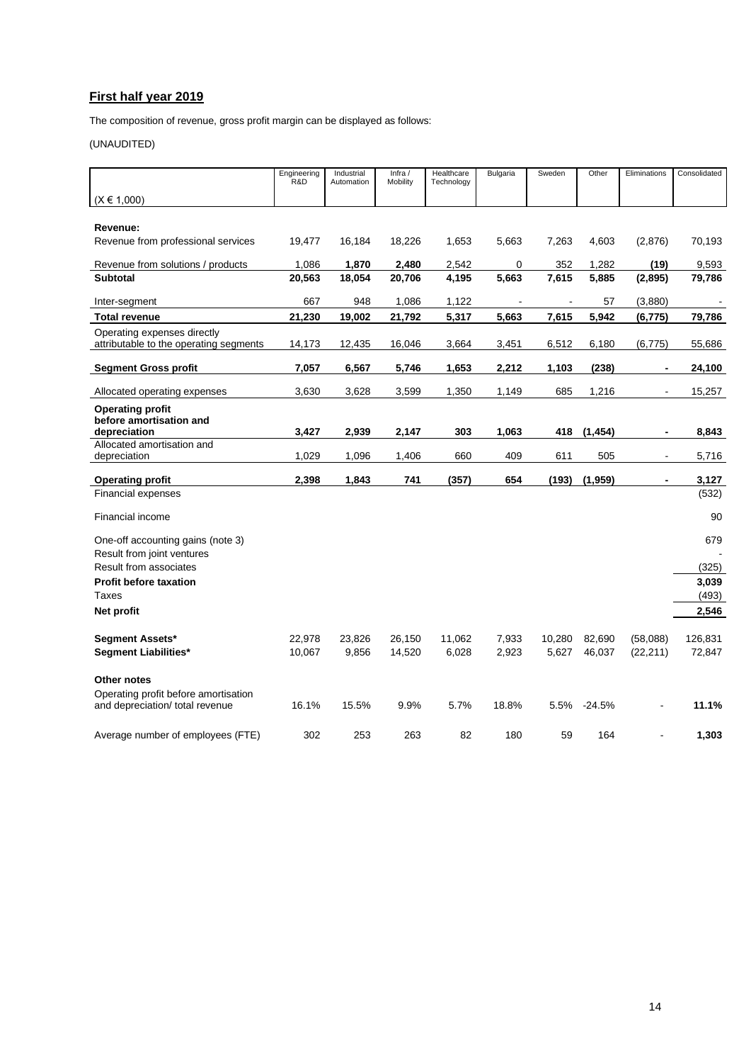## First half year 2019

The composition of revenue, gross profit margin can be displayed as follows:

(UNAUDITED)

| (X € 1,000) | Engineering R&D | Industrial Automation | Infra / Mobility | Healthcare Technology | Bulgaria | Sweden | Other | Eliminations | Consolidated |
|---|---|---|---|---|---|---|---|---|---|
| **Revenue:** | | | | | | | | | |
| Revenue from professional services | 19,477 | 16,184 | 18,226 | 1,653 | 5,663 | 7,263 | 4,603 | (2,876) | 70,193 |
| Revenue from solutions / products | 1,086 | **1,870** | **2,480** | 2,542 | 0 | 352 | 1,282 | **(19)** | 9,593 |
| **Subtotal** | **20,563** | **18,054** | **20,706** | **4,195** | **5,663** | **7,615** | **5,885** | **(2,895)** | **79,786** |
| Inter-segment | 667 | 948 | 1,086 | 1,122 | - | - | 57 | (3,880) | - |
| **Total revenue** | **21,230** | **19,002** | **21,792** | **5,317** | **5,663** | **7,615** | **5,942** | **(6,775)** | **79,786** |
| Operating expenses directly attributable to the operating segments | 14,173 | 12,435 | 16,046 | 3,664 | 3,451 | 6,512 | 6,180 | (6,775) | 55,686 |
| **Segment Gross profit** | **7,057** | **6,567** | **5,746** | **1,653** | **2,212** | **1,103** | **(238)** | **-** | **24,100** |
| Allocated operating expenses | 3,630 | 3,628 | 3,599 | 1,350 | 1,149 | 685 | 1,216 | - | 15,257 |
| **Operating profit before amortisation and depreciation** | **3,427** | **2,939** | **2,147** | **303** | **1,063** | **418** | **(1,454)** | **-** | **8,843** |
| Allocated amortisation and depreciation | 1,029 | 1,096 | 1,406 | 660 | 409 | 611 | 505 | - | 5,716 |
| **Operating profit** | **2,398** | **1,843** | **741** | **(357)** | **654** | **(193)** | **(1,959)** | **-** | **3,127** |
| Financial expenses | | | | | | | | | (532) |
| Financial income | | | | | | | | | 90 |
| One-off accounting gains (note 3) | | | | | | | | | 679 |
| Result from joint ventures | | | | | | | | | - |
| Result from associates | | | | | | | | | (325) |
| **Profit before taxation** | | | | | | | | | **3,039** |
| Taxes | | | | | | | | | (493) |
| **Net profit** | | | | | | | | | **2,546** |
| **Segment Assets*** | 22,978 | 23,826 | 26,150 | 11,062 | 7,933 | 10,280 | 82,690 | (58,088) | 126,831 |
| **Segment Liabilities*** | 10,067 | 9,856 | 14,520 | 6,028 | 2,923 | 5,627 | 46,037 | (22,211) | 72,847 |
| **Other notes** | | | | | | | | | |
| Operating profit before amortisation and depreciation/ total revenue | 16.1% | 15.5% | 9.9% | 5.7% | 18.8% | 5.5% | -24.5% | - | **11.1%** |
| Average number of employees (FTE) | 302 | 253 | 263 | 82 | 180 | 59 | 164 | - | **1,303** |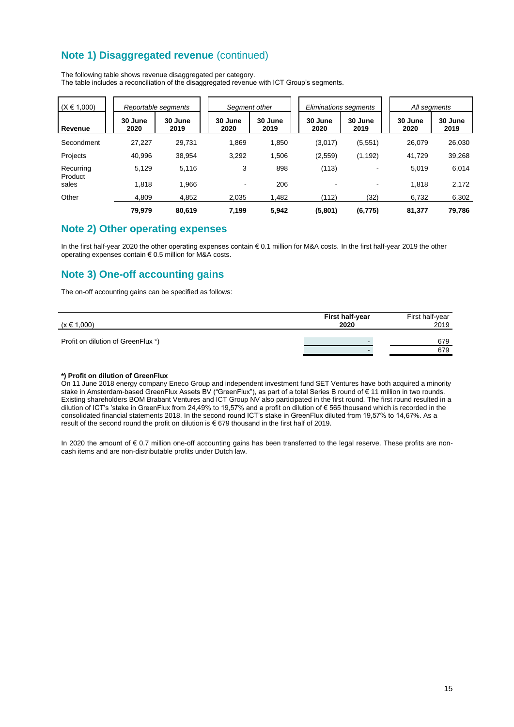## Note 1) Disaggregated revenue (continued)

The following table shows revenue disaggregated per category.
The table includes a reconciliation of the disaggregated revenue with ICT Group's segments.

| (X € 1,000) | *Reportable segments* | | *Segment other* | | *Eliminations segments* | | *All segments* | |
|---|---|---|---|---|---|---|---|---|
| **Revenue** | **30 June 2020** | **30 June 2019** | **30 June 2020** | **30 June 2019** | **30 June 2020** | **30 June 2019** | **30 June 2020** | **30 June 2019** |
| Secondment | 27,227 | 29,731 | 1,869 | 1,850 | (3,017) | (5,551) | 26,079 | 26,030 |
| Projects | 40,996 | 38,954 | 3,292 | 1,506 | (2,559) | (1,192) | 41,729 | 39,268 |
| Recurring | 5,129 | 5,116 | 3 | 898 | (113) | - | 5,019 | 6,014 |
| Product sales | 1,818 | 1,966 | - | 206 | - | - | 1,818 | 2,172 |
| Other | 4,809 | 4,852 | 2,035 | 1,482 | (112) | (32) | 6,732 | 6,302 |
| | **79,979** | **80,619** | **7,199** | **5,942** | **(5,801)** | **(6,775)** | **81,377** | **79,786** |

## Note 2) Other operating expenses

In the first half-year 2020 the other operating expenses contain € 0.1 million for M&A costs. In the first half-year 2019 the other operating expenses contain € 0.5 million for M&A costs.

## Note 3) One-off accounting gains

The on-off accounting gains can be specified as follows:

| (x € 1,000) | **First half-year 2020** | First half-year 2019 |
|---|---|---|
| Profit on dilution of GreenFlux *) | - | 679 |
| | - | 679 |

**\*) Profit on dilution of GreenFlux**
On 11 June 2018 energy company Eneco Group and independent investment fund SET Ventures have both acquired a minority stake in Amsterdam-based GreenFlux Assets BV ("GreenFlux"), as part of a total Series B round of € 11 million in two rounds. Existing shareholders BOM Brabant Ventures and ICT Group NV also participated in the first round. The first round resulted in a dilution of ICT's 'stake in GreenFlux from 24,49% to 19,57% and a profit on dilution of € 565 thousand which is recorded in the consolidated financial statements 2018. In the second round ICT's stake in GreenFlux diluted from 19,57% to 14,67%. As a result of the second round the profit on dilution is € 679 thousand in the first half of 2019.

In 2020 the amount of € 0.7 million one-off accounting gains has been transferred to the legal reserve. These profits are non-cash items and are non-distributable profits under Dutch law.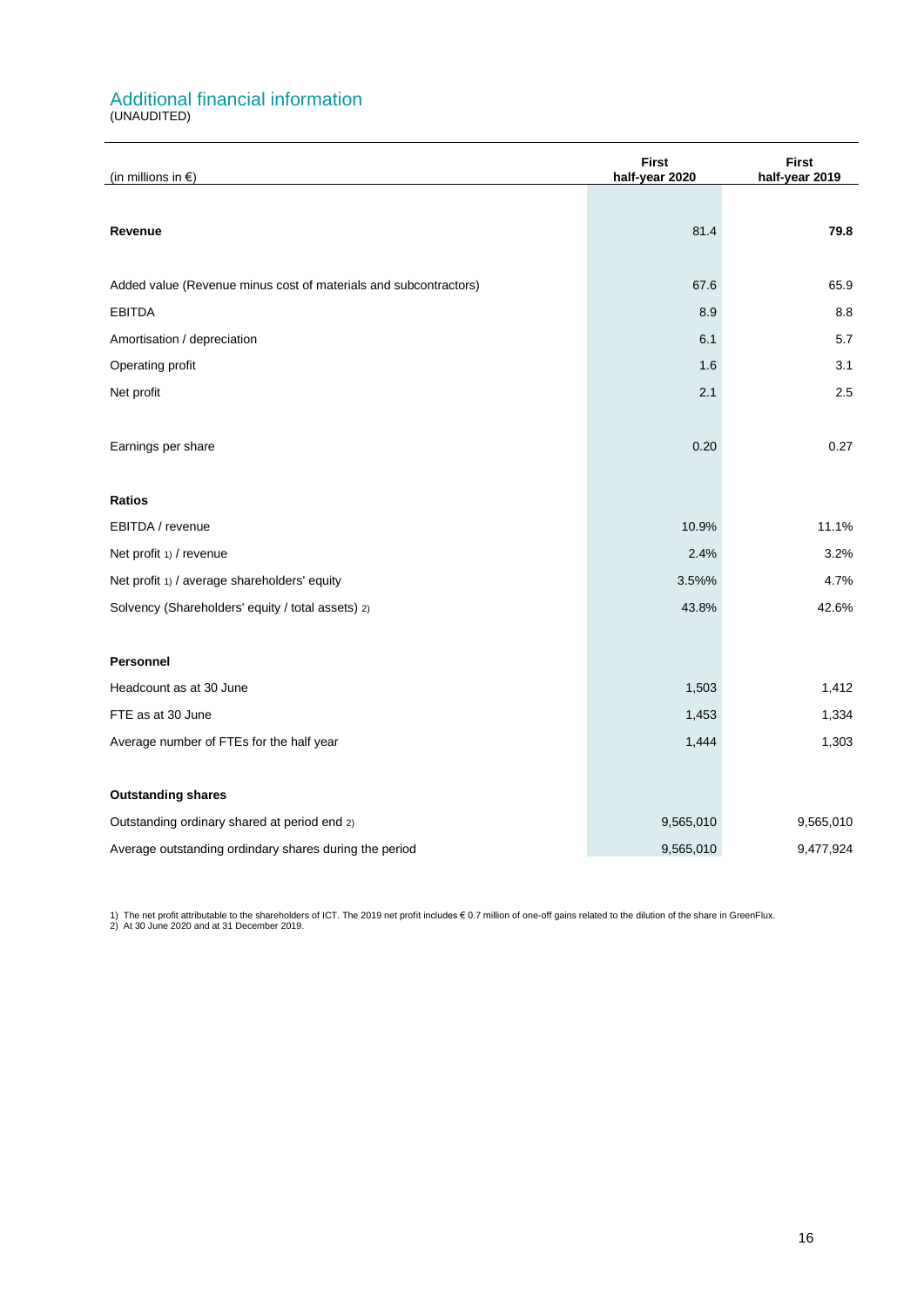## Additional financial information

(UNAUDITED)

| (in millions in €) | First half-year 2020 | First half-year 2019 |
|---|---|---|
| **Revenue** | 81.4 | **79.8** |
| Added value (Revenue minus cost of materials and subcontractors) | 67.6 | 65.9 |
| EBITDA | 8.9 | 8.8 |
| Amortisation / depreciation | 6.1 | 5.7 |
| Operating profit | 1.6 | 3.1 |
| Net profit | 2.1 | 2.5 |
| Earnings per share | 0.20 | 0.27 |
| **Ratios** | | |
| EBITDA / revenue | 10.9% | 11.1% |
| Net profit 1) / revenue | 2.4% | 3.2% |
| Net profit 1) / average shareholders' equity | 3.5%% | 4.7% |
| Solvency (Shareholders' equity / total assets) 2) | 43.8% | 42.6% |
| **Personnel** | | |
| Headcount as at 30 June | 1,503 | 1,412 |
| FTE as at 30 June | 1,453 | 1,334 |
| Average number of FTEs for the half year | 1,444 | 1,303 |
| **Outstanding shares** | | |
| Outstanding ordinary shared at period end 2) | 9,565,010 | 9,565,010 |
| Average outstanding ordindary shares during the period | 9,565,010 | 9,477,924 |

1) The net profit attributable to the shareholders of ICT. The 2019 net profit includes € 0.7 million of one-off gains related to the dilution of the share in GreenFlux.
2) At 30 June 2020 and at 31 December 2019.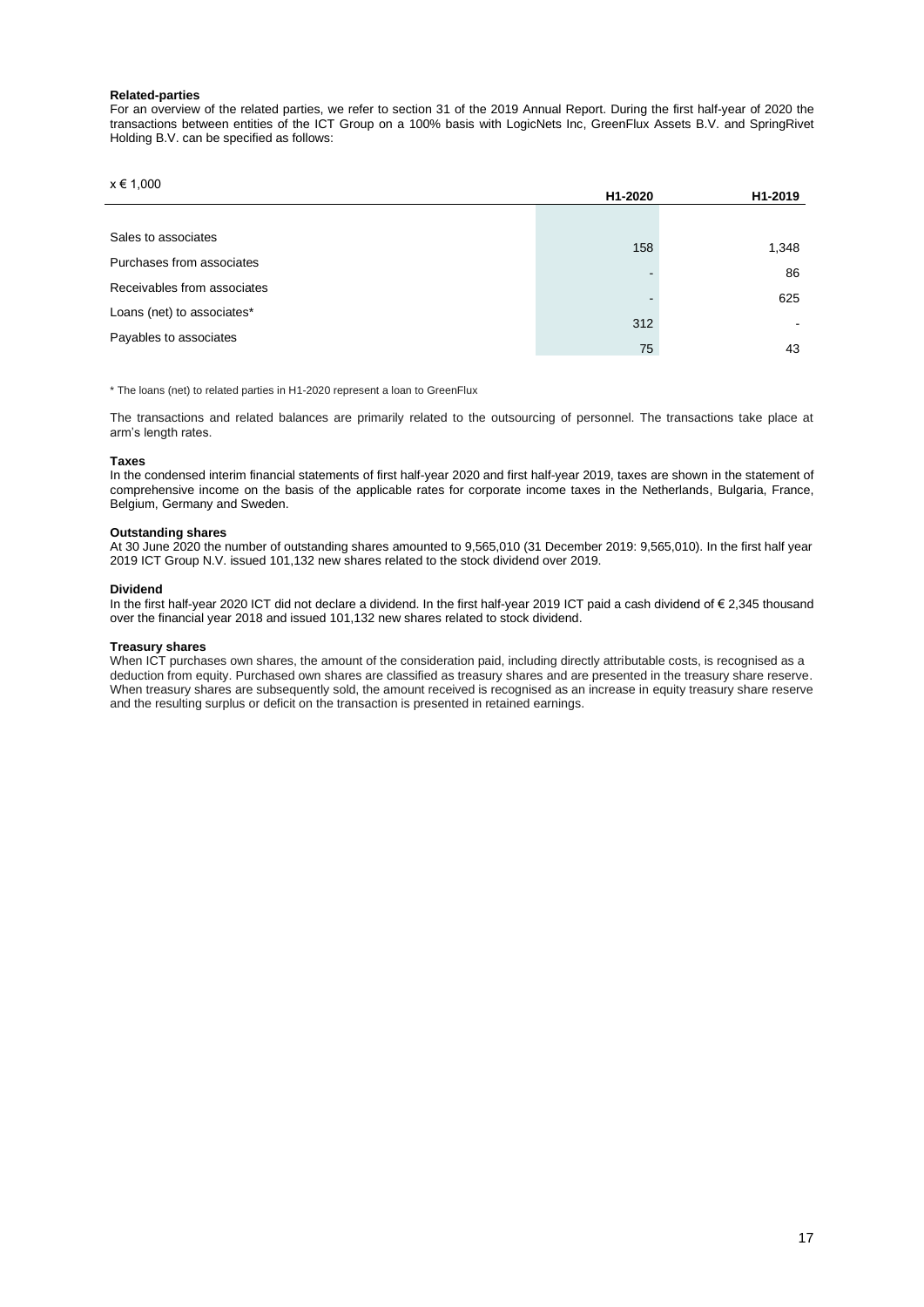**Related-parties**

For an overview of the related parties, we refer to section 31 of the 2019 Annual Report. During the first half-year of 2020 the transactions between entities of the ICT Group on a 100% basis with LogicNets Inc, GreenFlux Assets B.V. and SpringRivet Holding B.V. can be specified as follows:

| x € 1,000 | H1-2020 | H1-2019 |
|---|---|---|
| Sales to associates | 158 | 1,348 |
| Purchases from associates | - | 86 |
| Receivables from associates | - | 625 |
| Loans (net) to associates* | 312 | - |
| Payables to associates | 75 | 43 |

\* The loans (net) to related parties in H1-2020 represent a loan to GreenFlux

The transactions and related balances are primarily related to the outsourcing of personnel. The transactions take place at arm's length rates.

**Taxes**

In the condensed interim financial statements of first half-year 2020 and first half-year 2019, taxes are shown in the statement of comprehensive income on the basis of the applicable rates for corporate income taxes in the Netherlands, Bulgaria, France, Belgium, Germany and Sweden.

**Outstanding shares**

At 30 June 2020 the number of outstanding shares amounted to 9,565,010 (31 December 2019: 9,565,010). In the first half year 2019 ICT Group N.V. issued 101,132 new shares related to the stock dividend over 2019.

**Dividend**

In the first half-year 2020 ICT did not declare a dividend. In the first half-year 2019 ICT paid a cash dividend of € 2,345 thousand over the financial year 2018 and issued 101,132 new shares related to stock dividend.

**Treasury shares**

When ICT purchases own shares, the amount of the consideration paid, including directly attributable costs, is recognised as a deduction from equity. Purchased own shares are classified as treasury shares and are presented in the treasury share reserve. When treasury shares are subsequently sold, the amount received is recognised as an increase in equity treasury share reserve and the resulting surplus or deficit on the transaction is presented in retained earnings.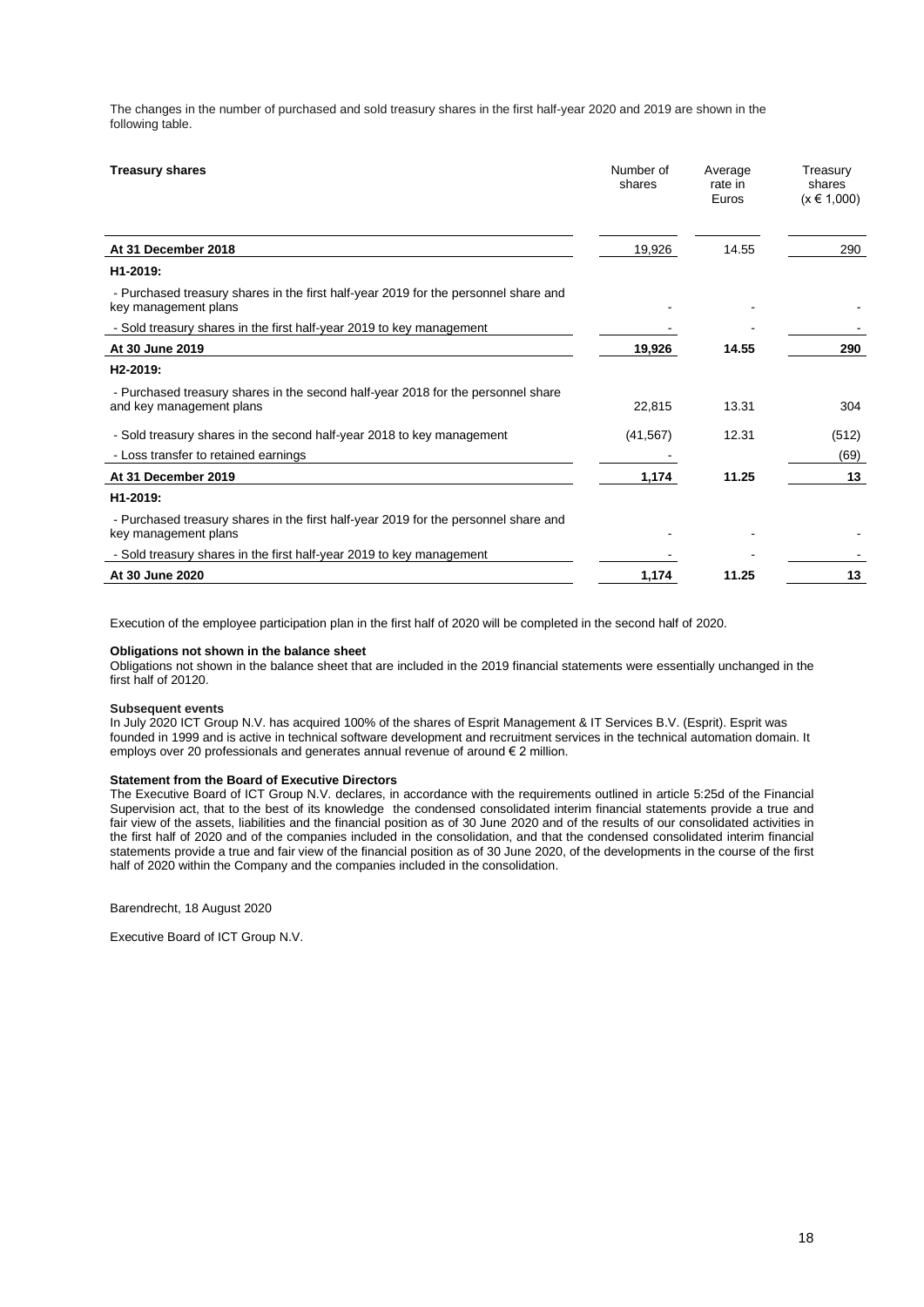The changes in the number of purchased and sold treasury shares in the first half-year 2020 and 2019 are shown in the following table.

| **Treasury shares** | Number of shares | Average rate in Euros | Treasury shares (x € 1,000) |
|---|---|---|---|
| **At 31 December 2018** | 19,926 | 14.55 | 290 |
| **H1-2019:** | | | |
| - Purchased treasury shares in the first half-year 2019 for the personnel share and key management plans | - | - | - |
| - Sold treasury shares in the first half-year 2019 to key management | - | - | - |
| **At 30 June 2019** | **19,926** | **14.55** | **290** |
| **H2-2019:** | | | |
| - Purchased treasury shares in the second half-year 2018 for the personnel share and key management plans | 22,815 | 13.31 | 304 |
| - Sold treasury shares in the second half-year 2018 to key management | (41,567) | 12.31 | (512) |
| - Loss transfer to retained earnings | - | | (69) |
| **At 31 December 2019** | **1,174** | **11.25** | **13** |
| **H1-2019:** | | | |
| - Purchased treasury shares in the first half-year 2019 for the personnel share and key management plans | - | - | - |
| - Sold treasury shares in the first half-year 2019 to key management | - | - | - |
| **At 30 June 2020** | **1,174** | **11.25** | **13** |

Execution of the employee participation plan in the first half of 2020 will be completed in the second half of 2020.

**Obligations not shown in the balance sheet**

Obligations not shown in the balance sheet that are included in the 2019 financial statements were essentially unchanged in the first half of 20120.

**Subsequent events**

In July 2020 ICT Group N.V. has acquired 100% of the shares of Esprit Management & IT Services B.V. (Esprit). Esprit was founded in 1999 and is active in technical software development and recruitment services in the technical automation domain. It employs over 20 professionals and generates annual revenue of around € 2 million.

**Statement from the Board of Executive Directors**

The Executive Board of ICT Group N.V. declares, in accordance with the requirements outlined in article 5:25d of the Financial Supervision act, that to the best of its knowledge the condensed consolidated interim financial statements provide a true and fair view of the assets, liabilities and the financial position as of 30 June 2020 and of the results of our consolidated activities in the first half of 2020 and of the companies included in the consolidation, and that the condensed consolidated interim financial statements provide a true and fair view of the financial position as of 30 June 2020, of the developments in the course of the first half of 2020 within the Company and the companies included in the consolidation.

Barendrecht, 18 August 2020

Executive Board of ICT Group N.V.